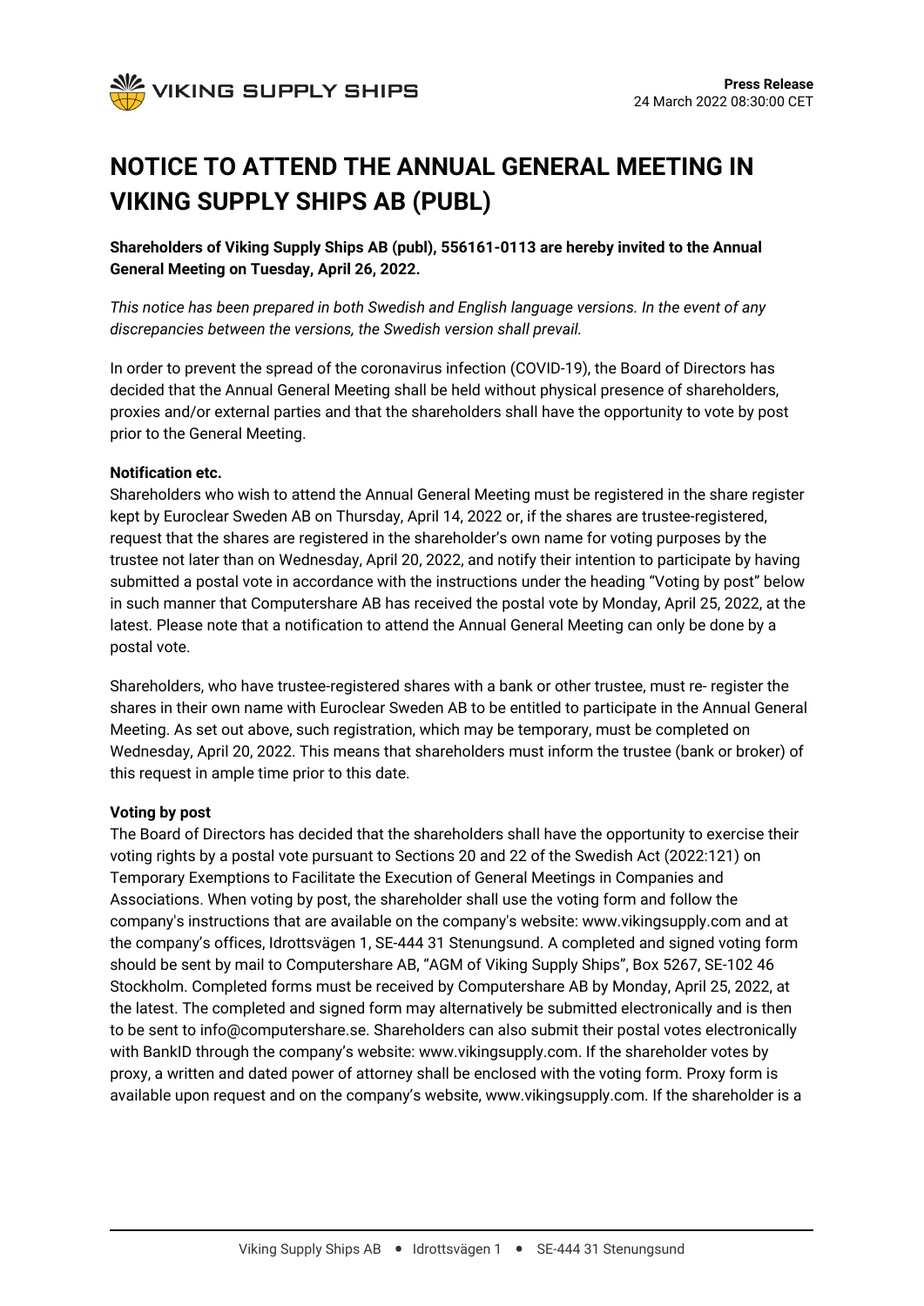**Press Release**
24 March 2022 08:30:00 CET

# NOTICE TO ATTEND THE ANNUAL GENERAL MEETING IN VIKING SUPPLY SHIPS AB (PUBL)

**Shareholders of Viking Supply Ships AB (publ), 556161-0113 are hereby invited to the Annual General Meeting on Tuesday, April 26, 2022.**

*This notice has been prepared in both Swedish and English language versions. In the event of any discrepancies between the versions, the Swedish version shall prevail.*

In order to prevent the spread of the coronavirus infection (COVID-19), the Board of Directors has decided that the Annual General Meeting shall be held without physical presence of shareholders, proxies and/or external parties and that the shareholders shall have the opportunity to vote by post prior to the General Meeting.

**Notification etc.**

Shareholders who wish to attend the Annual General Meeting must be registered in the share register kept by Euroclear Sweden AB on Thursday, April 14, 2022 or, if the shares are trustee-registered, request that the shares are registered in the shareholder's own name for voting purposes by the trustee not later than on Wednesday, April 20, 2022, and notify their intention to participate by having submitted a postal vote in accordance with the instructions under the heading "Voting by post" below in such manner that Computershare AB has received the postal vote by Monday, April 25, 2022, at the latest. Please note that a notification to attend the Annual General Meeting can only be done by a postal vote.

Shareholders, who have trustee-registered shares with a bank or other trustee, must re- register the shares in their own name with Euroclear Sweden AB to be entitled to participate in the Annual General Meeting. As set out above, such registration, which may be temporary, must be completed on Wednesday, April 20, 2022. This means that shareholders must inform the trustee (bank or broker) of this request in ample time prior to this date.

**Voting by post**

The Board of Directors has decided that the shareholders shall have the opportunity to exercise their voting rights by a postal vote pursuant to Sections 20 and 22 of the Swedish Act (2022:121) on Temporary Exemptions to Facilitate the Execution of General Meetings in Companies and Associations. When voting by post, the shareholder shall use the voting form and follow the company's instructions that are available on the company's website: www.vikingsupply.com and at the company's offices, Idrottsvägen 1, SE-444 31 Stenungsund. A completed and signed voting form should be sent by mail to Computershare AB, "AGM of Viking Supply Ships", Box 5267, SE-102 46 Stockholm. Completed forms must be received by Computershare AB by Monday, April 25, 2022, at the latest. The completed and signed form may alternatively be submitted electronically and is then to be sent to info@computershare.se. Shareholders can also submit their postal votes electronically with BankID through the company's website: www.vikingsupply.com. If the shareholder votes by proxy, a written and dated power of attorney shall be enclosed with the voting form. Proxy form is available upon request and on the company's website, www.vikingsupply.com. If the shareholder is a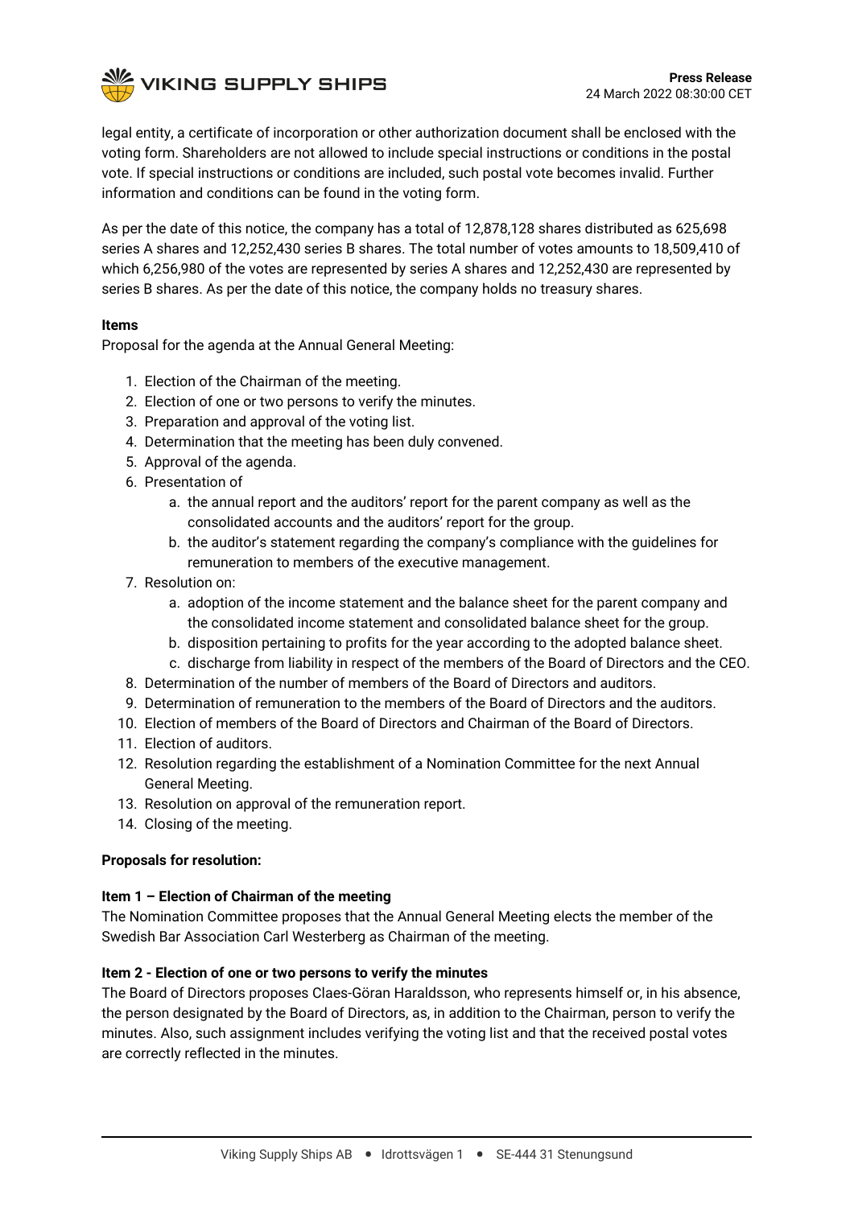legal entity, a certificate of incorporation or other authorization document shall be enclosed with the voting form. Shareholders are not allowed to include special instructions or conditions in the postal vote. If special instructions or conditions are included, such postal vote becomes invalid. Further information and conditions can be found in the voting form.

As per the date of this notice, the company has a total of 12,878,128 shares distributed as 625,698 series A shares and 12,252,430 series B shares. The total number of votes amounts to 18,509,410 of which 6,256,980 of the votes are represented by series A shares and 12,252,430 are represented by series B shares. As per the date of this notice, the company holds no treasury shares.

**Items**

Proposal for the agenda at the Annual General Meeting:

1. Election of the Chairman of the meeting.
2. Election of one or two persons to verify the minutes.
3. Preparation and approval of the voting list.
4. Determination that the meeting has been duly convened.
5. Approval of the agenda.
6. Presentation of
   a. the annual report and the auditors' report for the parent company as well as the consolidated accounts and the auditors' report for the group.
   b. the auditor's statement regarding the company's compliance with the guidelines for remuneration to members of the executive management.
7. Resolution on:
   a. adoption of the income statement and the balance sheet for the parent company and the consolidated income statement and consolidated balance sheet for the group.
   b. disposition pertaining to profits for the year according to the adopted balance sheet.
   c. discharge from liability in respect of the members of the Board of Directors and the CEO.
8. Determination of the number of members of the Board of Directors and auditors.
9. Determination of remuneration to the members of the Board of Directors and the auditors.
10. Election of members of the Board of Directors and Chairman of the Board of Directors.
11. Election of auditors.
12. Resolution regarding the establishment of a Nomination Committee for the next Annual General Meeting.
13. Resolution on approval of the remuneration report.
14. Closing of the meeting.

**Proposals for resolution:**

**Item 1 – Election of Chairman of the meeting**

The Nomination Committee proposes that the Annual General Meeting elects the member of the Swedish Bar Association Carl Westerberg as Chairman of the meeting.

**Item 2 - Election of one or two persons to verify the minutes**

The Board of Directors proposes Claes-Göran Haraldsson, who represents himself or, in his absence, the person designated by the Board of Directors, as, in addition to the Chairman, person to verify the minutes. Also, such assignment includes verifying the voting list and that the received postal votes are correctly reflected in the minutes.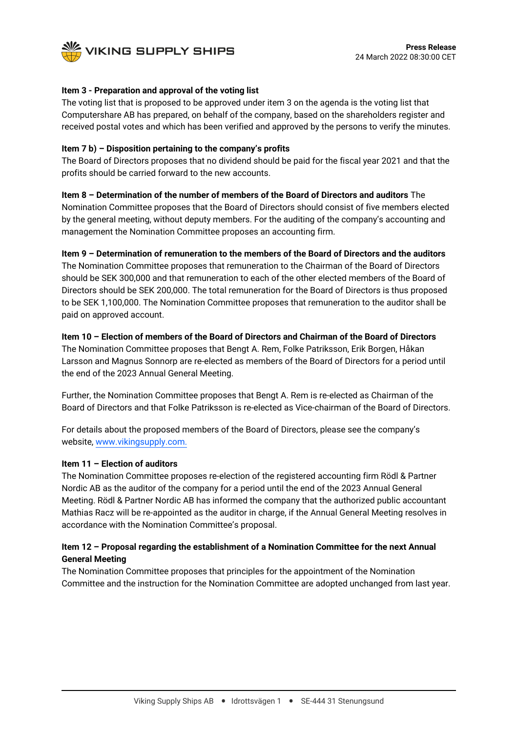**Item 3 - Preparation and approval of the voting list**

The voting list that is proposed to be approved under item 3 on the agenda is the voting list that Computershare AB has prepared, on behalf of the company, based on the shareholders register and received postal votes and which has been verified and approved by the persons to verify the minutes.

**Item 7 b) – Disposition pertaining to the company's profits**

The Board of Directors proposes that no dividend should be paid for the fiscal year 2021 and that the profits should be carried forward to the new accounts.

**Item 8 – Determination of the number of members of the Board of Directors and auditors** The Nomination Committee proposes that the Board of Directors should consist of five members elected by the general meeting, without deputy members. For the auditing of the company's accounting and management the Nomination Committee proposes an accounting firm.

**Item 9 – Determination of remuneration to the members of the Board of Directors and the auditors**

The Nomination Committee proposes that remuneration to the Chairman of the Board of Directors should be SEK 300,000 and that remuneration to each of the other elected members of the Board of Directors should be SEK 200,000. The total remuneration for the Board of Directors is thus proposed to be SEK 1,100,000. The Nomination Committee proposes that remuneration to the auditor shall be paid on approved account.

**Item 10 – Election of members of the Board of Directors and Chairman of the Board of Directors**

The Nomination Committee proposes that Bengt A. Rem, Folke Patriksson, Erik Borgen, Håkan Larsson and Magnus Sonnorp are re-elected as members of the Board of Directors for a period until the end of the 2023 Annual General Meeting.

Further, the Nomination Committee proposes that Bengt A. Rem is re-elected as Chairman of the Board of Directors and that Folke Patriksson is re-elected as Vice-chairman of the Board of Directors.

For details about the proposed members of the Board of Directors, please see the company's website, www.vikingsupply.com.

**Item 11 – Election of auditors**

The Nomination Committee proposes re-election of the registered accounting firm Rödl & Partner Nordic AB as the auditor of the company for a period until the end of the 2023 Annual General Meeting. Rödl & Partner Nordic AB has informed the company that the authorized public accountant Mathias Racz will be re-appointed as the auditor in charge, if the Annual General Meeting resolves in accordance with the Nomination Committee's proposal.

**Item 12 – Proposal regarding the establishment of a Nomination Committee for the next Annual General Meeting**

The Nomination Committee proposes that principles for the appointment of the Nomination Committee and the instruction for the Nomination Committee are adopted unchanged from last year.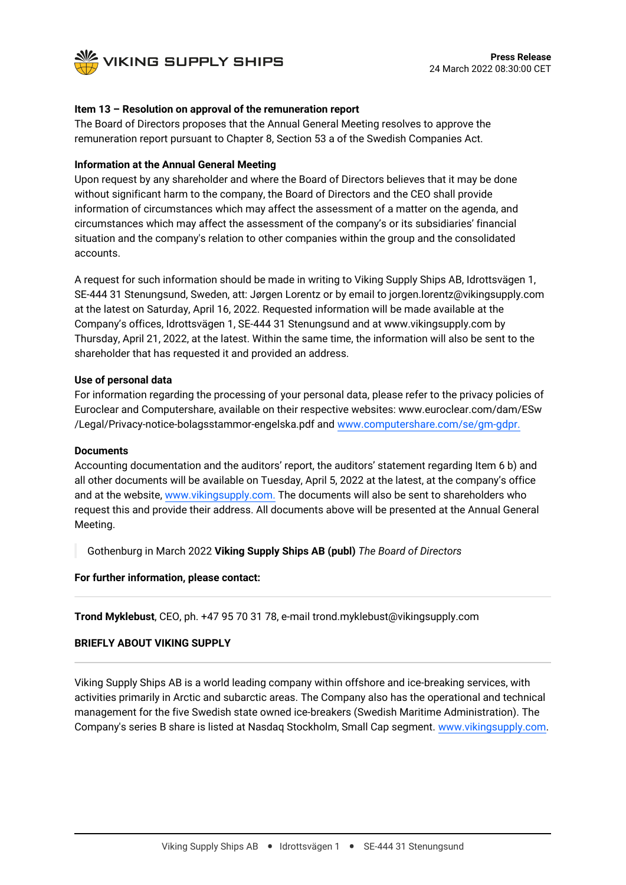**Item 13 – Resolution on approval of the remuneration report**
The Board of Directors proposes that the Annual General Meeting resolves to approve the remuneration report pursuant to Chapter 8, Section 53 a of the Swedish Companies Act.

**Information at the Annual General Meeting**
Upon request by any shareholder and where the Board of Directors believes that it may be done without significant harm to the company, the Board of Directors and the CEO shall provide information of circumstances which may affect the assessment of a matter on the agenda, and circumstances which may affect the assessment of the company's or its subsidiaries' financial situation and the company's relation to other companies within the group and the consolidated accounts.

A request for such information should be made in writing to Viking Supply Ships AB, Idrottsvägen 1, SE-444 31 Stenungsund, Sweden, att: Jørgen Lorentz or by email to jorgen.lorentz@vikingsupply.com at the latest on Saturday, April 16, 2022. Requested information will be made available at the Company's offices, Idrottsvägen 1, SE-444 31 Stenungsund and at www.vikingsupply.com by Thursday, April 21, 2022, at the latest. Within the same time, the information will also be sent to the shareholder that has requested it and provided an address.

**Use of personal data**
For information regarding the processing of your personal data, please refer to the privacy policies of Euroclear and Computershare, available on their respective websites: www.euroclear.com/dam/ESw/Legal/Privacy-notice-bolagsstammor-engelska.pdf and www.computershare.com/se/gm-gdpr.

**Documents**
Accounting documentation and the auditors' report, the auditors' statement regarding Item 6 b) and all other documents will be available on Tuesday, April 5, 2022 at the latest, at the company's office and at the website, www.vikingsupply.com. The documents will also be sent to shareholders who request this and provide their address. All documents above will be presented at the Annual General Meeting.

> Gothenburg in March 2022 **Viking Supply Ships AB (publ)** *The Board of Directors*

**For further information, please contact:**

---

**Trond Myklebust**, CEO, ph. +47 95 70 31 78, e-mail trond.myklebust@vikingsupply.com

**BRIEFLY ABOUT VIKING SUPPLY**

---

Viking Supply Ships AB is a world leading company within offshore and ice-breaking services, with activities primarily in Arctic and subarctic areas. The Company also has the operational and technical management for the five Swedish state owned ice-breakers (Swedish Maritime Administration). The Company's series B share is listed at Nasdaq Stockholm, Small Cap segment. www.vikingsupply.com.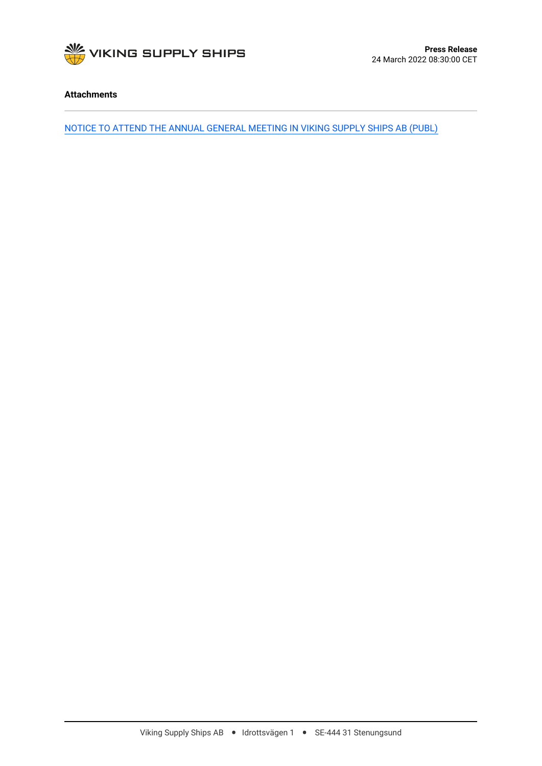**Attachments**

---

NOTICE TO ATTEND THE ANNUAL GENERAL MEETING IN VIKING SUPPLY SHIPS AB (PUBL)